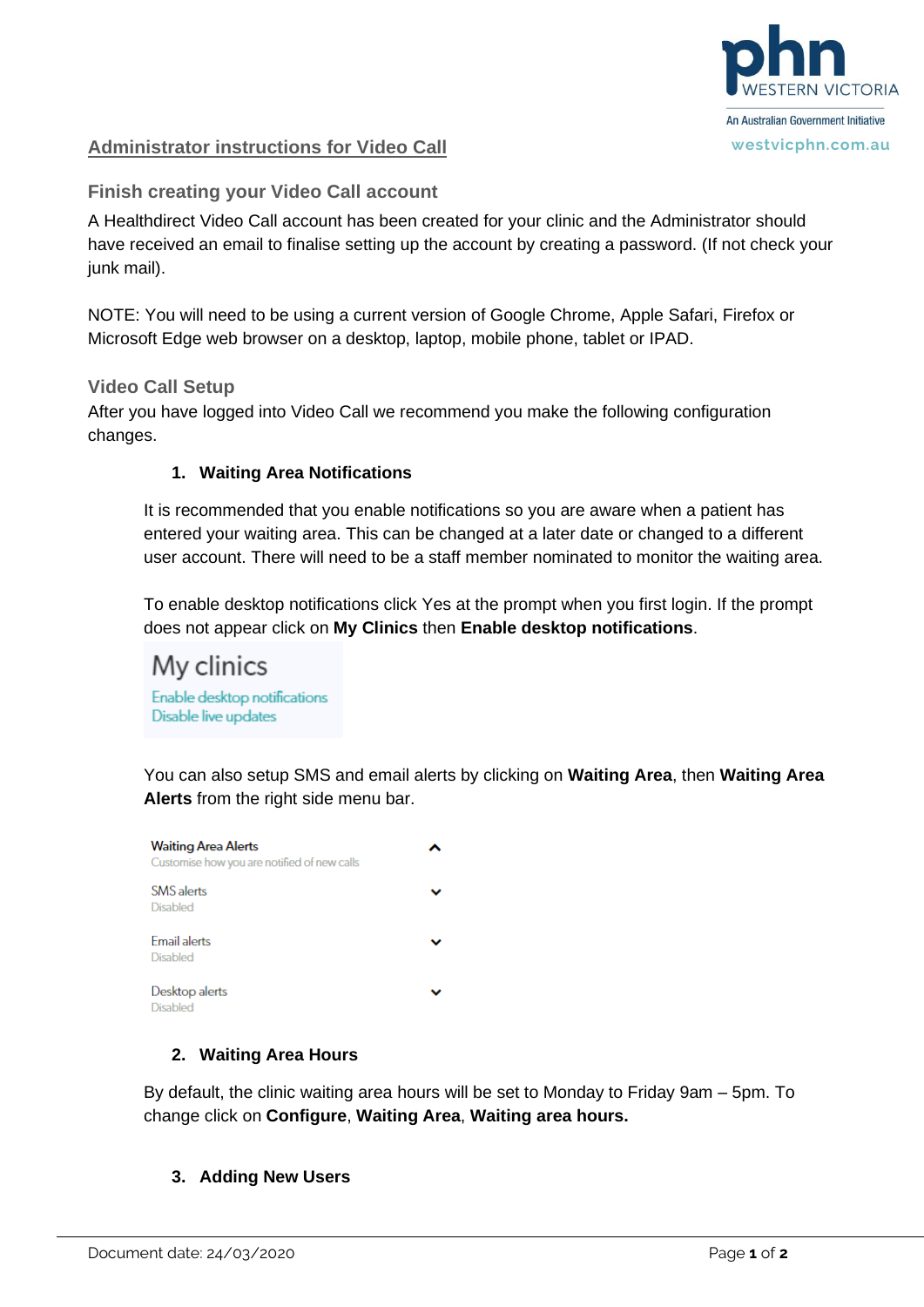phn WESTERN VICTORIA
An Australian Government Initiative
westvicphn.com.au

# Administrator instructions for Video Call

## Finish creating your Video Call account

A Healthdirect Video Call account has been created for your clinic and the Administrator should have received an email to finalise setting up the account by creating a password. (If not check your junk mail).

NOTE: You will need to be using a current version of Google Chrome, Apple Safari, Firefox or Microsoft Edge web browser on a desktop, laptop, mobile phone, tablet or IPAD.

## Video Call Setup

After you have logged into Video Call we recommend you make the following configuration changes.

### 1. Waiting Area Notifications

It is recommended that you enable notifications so you are aware when a patient has entered your waiting area. This can be changed at a later date or changed to a different user account. There will need to be a staff member nominated to monitor the waiting area.

To enable desktop notifications click Yes at the prompt when you first login. If the prompt does not appear click on **My Clinics** then **Enable desktop notifications**.

My clinics
Enable desktop notifications
Disable live updates

You can also setup SMS and email alerts by clicking on **Waiting Area**, then **Waiting Area Alerts** from the right side menu bar.

Waiting Area Alerts
Customise how you are notified of new calls

SMS alerts
Disabled

Email alerts
Disabled

Desktop alerts
Disabled

### 2. Waiting Area Hours

By default, the clinic waiting area hours will be set to Monday to Friday 9am – 5pm. To change click on **Configure**, **Waiting Area**, **Waiting area hours.**

### 3. Adding New Users

Document date: 24/03/2020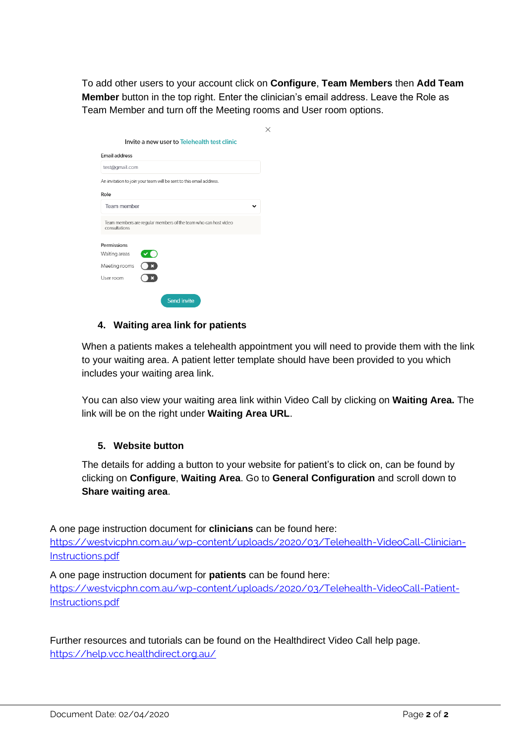To add other users to your account click on **Configure**, **Team Members** then **Add Team Member** button in the top right. Enter the clinician's email address. Leave the Role as Team Member and turn off the Meeting rooms and User room options.

### 4. Waiting area link for patients

When a patients makes a telehealth appointment you will need to provide them with the link to your waiting area. A patient letter template should have been provided to you which includes your waiting area link.

You can also view your waiting area link within Video Call by clicking on **Waiting Area.** The link will be on the right under **Waiting Area URL**.

### 5. Website button

The details for adding a button to your website for patient's to click on, can be found by clicking on **Configure**, **Waiting Area**. Go to **General Configuration** and scroll down to **Share waiting area**.

A one page instruction document for **clinicians** can be found here:
https://westvicphn.com.au/wp-content/uploads/2020/03/Telehealth-VideoCall-Clinician-Instructions.pdf

A one page instruction document for **patients** can be found here:
https://westvicphn.com.au/wp-content/uploads/2020/03/Telehealth-VideoCall-Patient-Instructions.pdf

Further resources and tutorials can be found on the Healthdirect Video Call help page.
https://help.vcc.healthdirect.org.au/